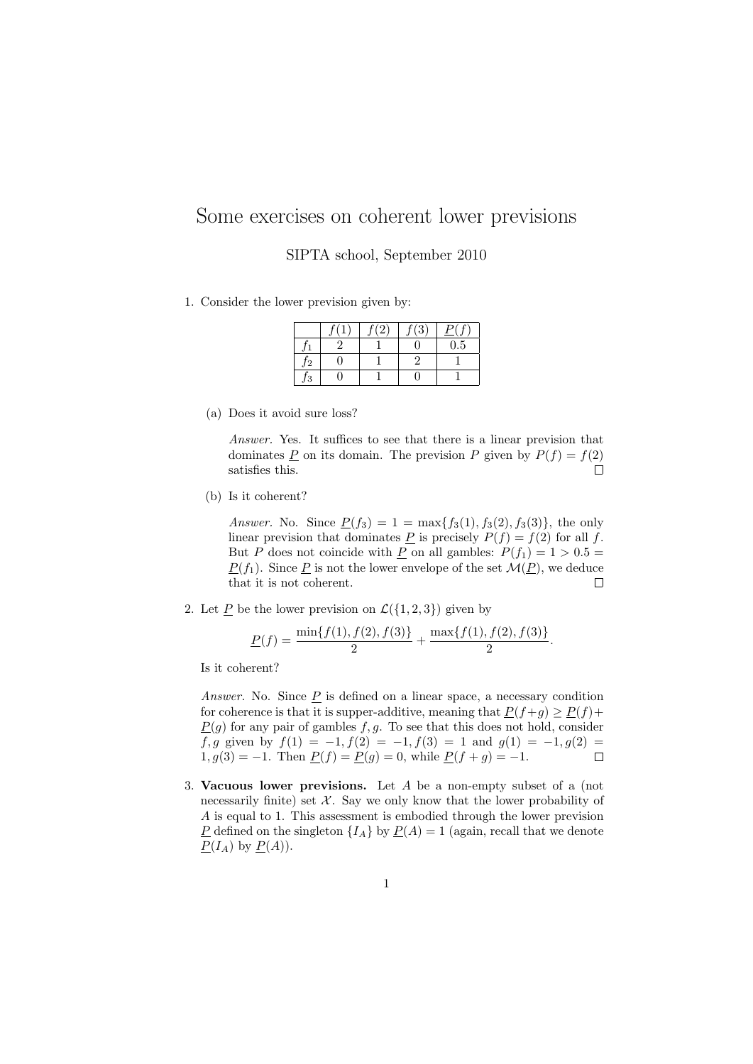# Some exercises on coherent lower previsions

SIPTA school, September 2010

1. Consider the lower prevision given by:

|  | $f(1)$ | $f(2)$ | $f(3)$ | $\underline{P}(f)$ |
|---|---|---|---|---|
| $f_1$ | 2 | 1 | 0 | 0.5 |
| $f_2$ | 0 | 1 | 2 | 1 |
| $f_3$ | 0 | 1 | 0 | 1 |

   (a) Does it avoid sure loss?

   *Answer.* Yes. It suffices to see that there is a linear prevision that dominates $\underline{P}$ on its domain. The prevision $P$ given by $P(f) = f(2)$ satisfies this. □

   (b) Is it coherent?

   *Answer.* No. Since $\underline{P}(f_3) = 1 = \max\{f_3(1), f_3(2), f_3(3)\}$, the only linear prevision that dominates $\underline{P}$ is precisely $P(f) = f(2)$ for all $f$. But $P$ does not coincide with $\underline{P}$ on all gambles: $P(f_1) = 1 > 0.5 = \underline{P}(f_1)$. Since $\underline{P}$ is not the lower envelope of the set $\mathcal{M}(\underline{P})$, we deduce that it is not coherent. □

2. Let $\underline{P}$ be the lower prevision on $\mathcal{L}(\{1, 2, 3\})$ given by

$$\underline{P}(f) = \frac{\min\{f(1), f(2), f(3)\}}{2} + \frac{\max\{f(1), f(2), f(3)\}}{2}.$$

   Is it coherent?

   *Answer.* No. Since $\underline{P}$ is defined on a linear space, a necessary condition for coherence is that it is supper-additive, meaning that $\underline{P}(f+g) \geq \underline{P}(f) + \underline{P}(g)$ for any pair of gambles $f, g$. To see that this does not hold, consider $f, g$ given by $f(1) = -1, f(2) = -1, f(3) = 1$ and $g(1) = -1, g(2) = 1, g(3) = -1$. Then $\underline{P}(f) = \underline{P}(g) = 0$, while $\underline{P}(f + g) = -1$. □

3. **Vacuous lower previsions.** Let $A$ be a non-empty subset of a (not necessarily finite) set $\mathcal{X}$. Say we only know that the lower probability of $A$ is equal to 1. This assessment is embodied through the lower prevision $\underline{P}$ defined on the singleton $\{I_A\}$ by $\underline{P}(A) = 1$ (again, recall that we denote $\underline{P}(I_A)$ by $\underline{P}(A)$).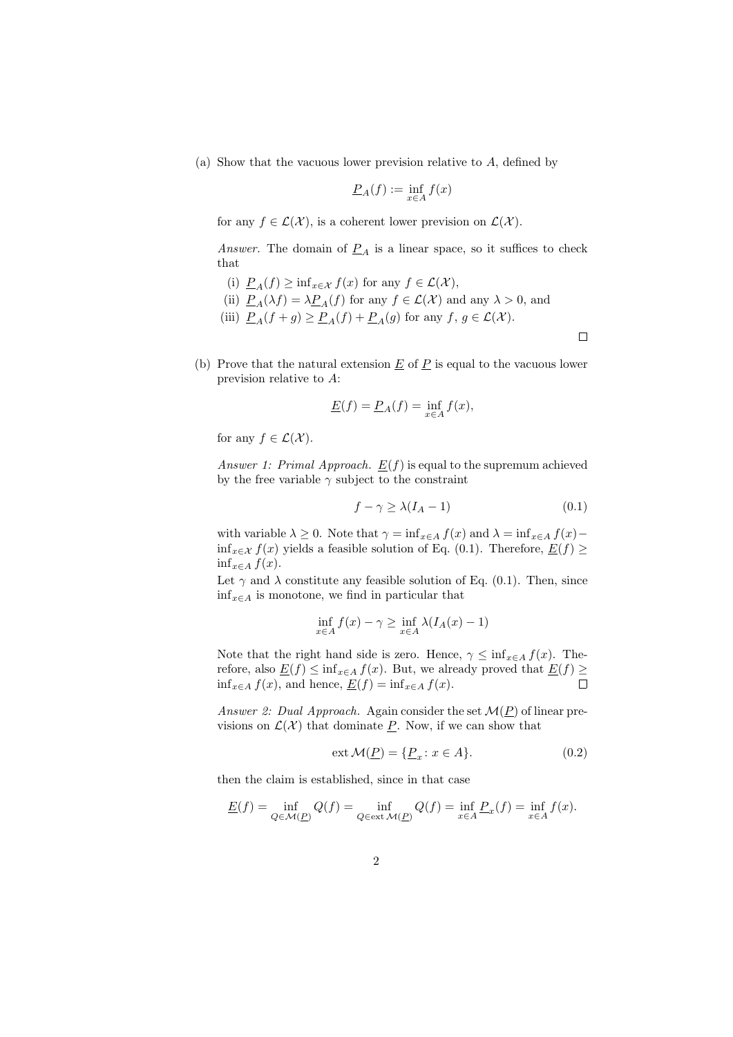(a) Show that the vacuous lower prevision relative to $A$, defined by

$$\underline{P}_A(f) := \inf_{x \in A} f(x)$$

for any $f \in \mathcal{L}(\mathcal{X})$, is a coherent lower prevision on $\mathcal{L}(\mathcal{X})$.

*Answer.* The domain of $\underline{P}_A$ is a linear space, so it suffices to check that

(i) $\underline{P}_A(f) \geq \inf_{x \in \mathcal{X}} f(x)$ for any $f \in \mathcal{L}(\mathcal{X})$,

(ii) $\underline{P}_A(\lambda f) = \lambda \underline{P}_A(f)$ for any $f \in \mathcal{L}(\mathcal{X})$ and any $\lambda > 0$, and

(iii) $\underline{P}_A(f + g) \geq \underline{P}_A(f) + \underline{P}_A(g)$ for any $f$, $g \in \mathcal{L}(\mathcal{X})$.

□

(b) Prove that the natural extension $\underline{E}$ of $\underline{P}$ is equal to the vacuous lower prevision relative to $A$:

$$\underline{E}(f) = \underline{P}_A(f) = \inf_{x \in A} f(x),$$

for any $f \in \mathcal{L}(\mathcal{X})$.

*Answer 1: Primal Approach.* $\underline{E}(f)$ is equal to the supremum achieved by the free variable $\gamma$ subject to the constraint

$$f - \gamma \geq \lambda(I_A - 1) \tag{0.1}$$

with variable $\lambda \geq 0$. Note that $\gamma = \inf_{x \in A} f(x)$ and $\lambda = \inf_{x \in A} f(x) - \inf_{x \in \mathcal{X}} f(x)$ yields a feasible solution of Eq. (0.1). Therefore, $\underline{E}(f) \geq \inf_{x \in A} f(x)$.

Let $\gamma$ and $\lambda$ constitute any feasible solution of Eq. (0.1). Then, since $\inf_{x \in A}$ is monotone, we find in particular that

$$\inf_{x \in A} f(x) - \gamma \geq \inf_{x \in A} \lambda(I_A(x) - 1)$$

Note that the right hand side is zero. Hence, $\gamma \leq \inf_{x \in A} f(x)$. Therefore, also $\underline{E}(f) \leq \inf_{x \in A} f(x)$. But, we already proved that $\underline{E}(f) \geq \inf_{x \in A} f(x)$, and hence, $\underline{E}(f) = \inf_{x \in A} f(x)$. □

*Answer 2: Dual Approach.* Again consider the set $\mathcal{M}(\underline{P})$ of linear previsions on $\mathcal{L}(\mathcal{X})$ that dominate $\underline{P}$. Now, if we can show that

$$\operatorname{ext} \mathcal{M}(\underline{P}) = \{\underline{P}_x : x \in A\}. \tag{0.2}$$

then the claim is established, since in that case

$$\underline{E}(f) = \inf_{Q \in \mathcal{M}(\underline{P})} Q(f) = \inf_{Q \in \operatorname{ext} \mathcal{M}(\underline{P})} Q(f) = \inf_{x \in A} \underline{P}_x(f) = \inf_{x \in A} f(x).$$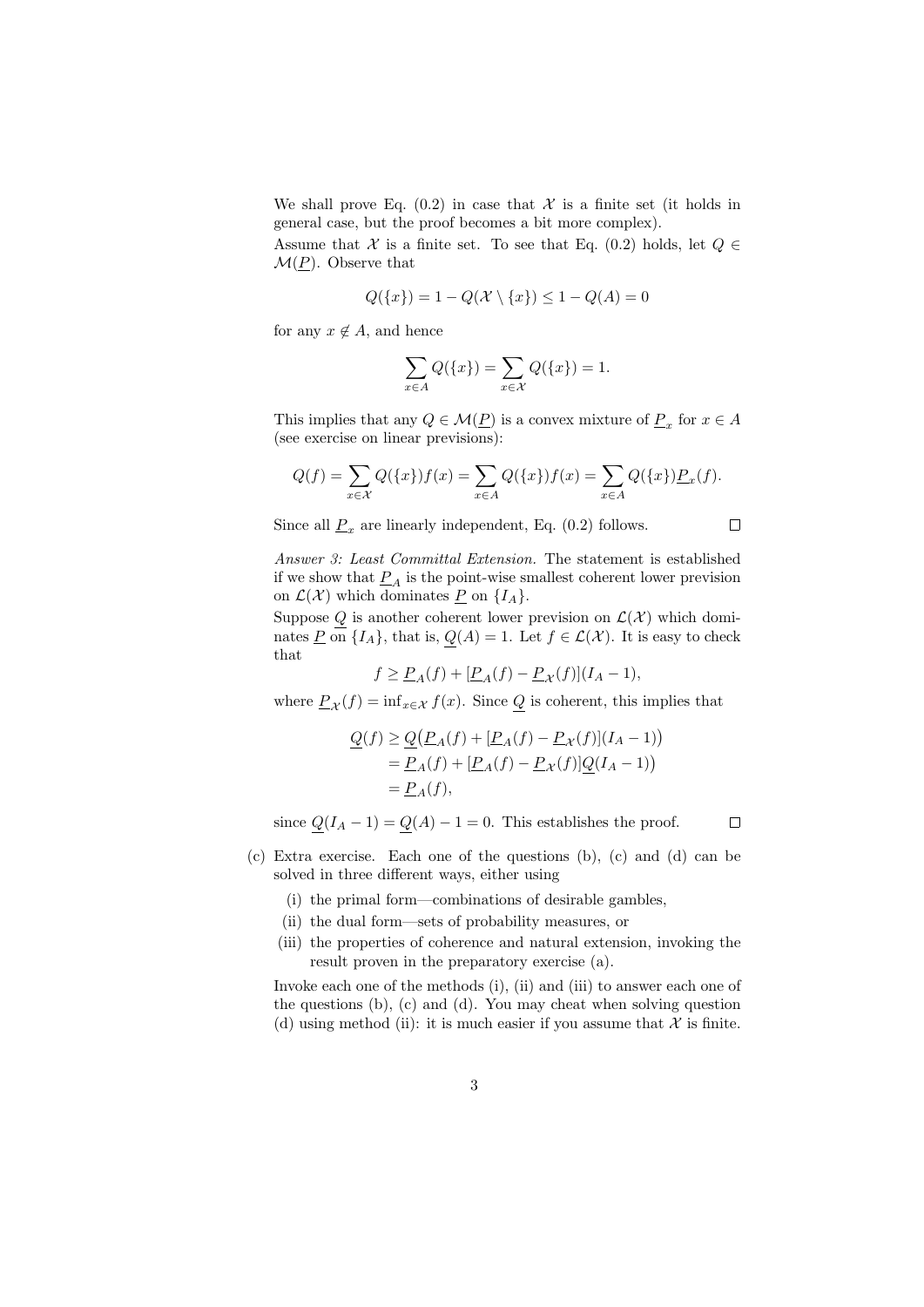We shall prove Eq. (0.2) in case that $\mathcal{X}$ is a finite set (it holds in general case, but the proof becomes a bit more complex).

Assume that $\mathcal{X}$ is a finite set. To see that Eq. (0.2) holds, let $Q \in \mathcal{M}(\underline{P})$. Observe that

$$Q(\{x\}) = 1 - Q(\mathcal{X} \setminus \{x\}) \leq 1 - Q(A) = 0$$

for any $x \notin A$, and hence

$$\sum_{x \in A} Q(\{x\}) = \sum_{x \in \mathcal{X}} Q(\{x\}) = 1.$$

This implies that any $Q \in \mathcal{M}(\underline{P})$ is a convex mixture of $\underline{P}_x$ for $x \in A$ (see exercise on linear previsions):

$$Q(f) = \sum_{x \in \mathcal{X}} Q(\{x\}) f(x) = \sum_{x \in A} Q(\{x\}) f(x) = \sum_{x \in A} Q(\{x\}) \underline{P}_x(f).$$

Since all $\underline{P}_x$ are linearly independent, Eq. (0.2) follows. □

*Answer 3: Least Committal Extension.* The statement is established if we show that $\underline{P}_A$ is the point-wise smallest coherent lower prevision on $\mathcal{L}(\mathcal{X})$ which dominates $\underline{P}$ on $\{I_A\}$.

Suppose $\underline{Q}$ is another coherent lower prevision on $\mathcal{L}(\mathcal{X})$ which dominates $\underline{P}$ on $\{I_A\}$, that is, $\underline{Q}(A) = 1$. Let $f \in \mathcal{L}(\mathcal{X})$. It is easy to check that

$$f \geq \underline{P}_A(f) + [\underline{P}_A(f) - \underline{P}_{\mathcal{X}}(f)](I_A - 1),$$

where $\underline{P}_{\mathcal{X}}(f) = \inf_{x \in \mathcal{X}} f(x)$. Since $\underline{Q}$ is coherent, this implies that

$$\begin{aligned}
\underline{Q}(f) &\geq \underline{Q}\big(\underline{P}_A(f) + [\underline{P}_A(f) - \underline{P}_{\mathcal{X}}(f)](I_A - 1)\big) \\
&= \underline{P}_A(f) + [\underline{P}_A(f) - \underline{P}_{\mathcal{X}}(f)]\underline{Q}(I_A - 1)\big) \\
&= \underline{P}_A(f),
\end{aligned}$$

since $\underline{Q}(I_A - 1) = \underline{Q}(A) - 1 = 0$. This establishes the proof. □

(c) Extra exercise. Each one of the questions (b), (c) and (d) can be solved in three different ways, either using

  (i) the primal form—combinations of desirable gambles,
  (ii) the dual form—sets of probability measures, or
  (iii) the properties of coherence and natural extension, invoking the result proven in the preparatory exercise (a).

Invoke each one of the methods (i), (ii) and (iii) to answer each one of the questions (b), (c) and (d). You may cheat when solving question (d) using method (ii): it is much easier if you assume that $\mathcal{X}$ is finite.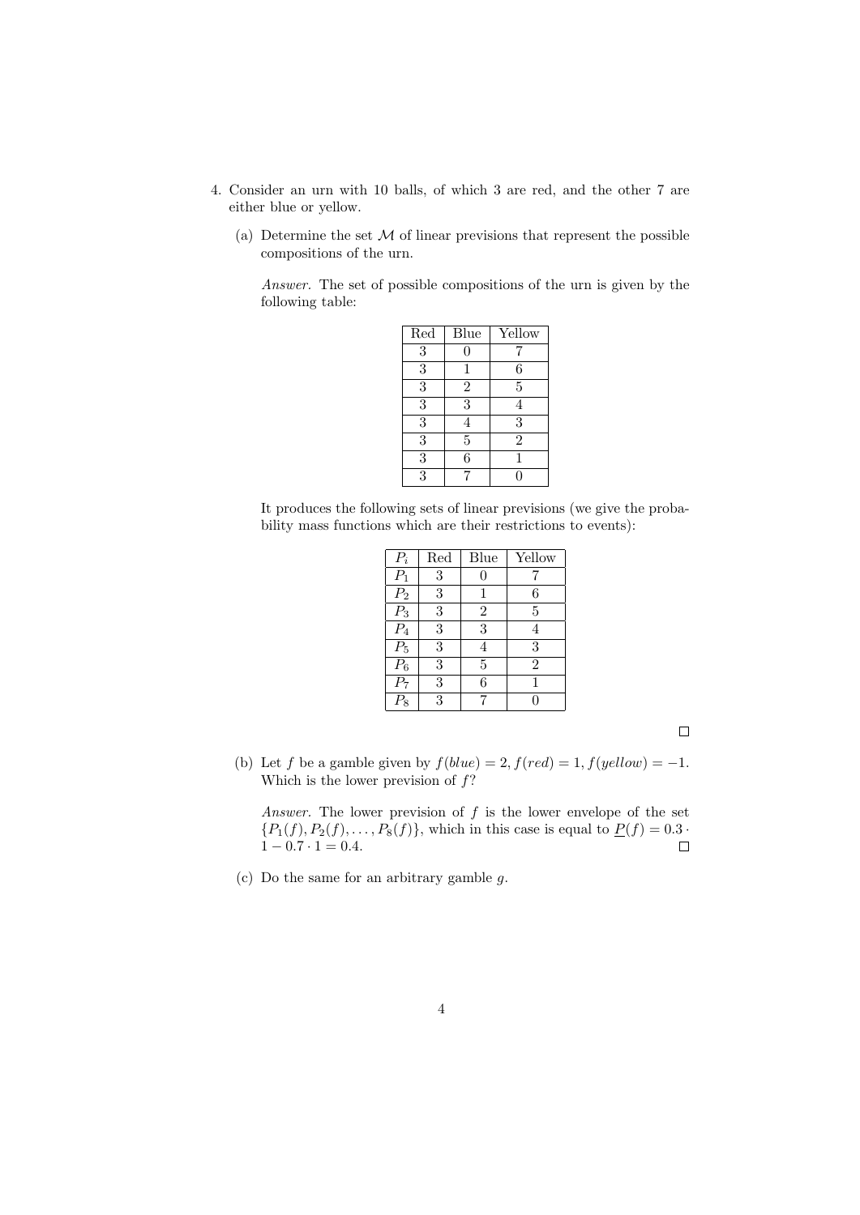4. Consider an urn with 10 balls, of which 3 are red, and the other 7 are either blue or yellow.

   (a) Determine the set $\mathcal{M}$ of linear previsions that represent the possible compositions of the urn.

   *Answer*. The set of possible compositions of the urn is given by the following table:

| Red | Blue | Yellow |
|---|---|---|
| 3 | 0 | 7 |
| 3 | 1 | 6 |
| 3 | 2 | 5 |
| 3 | 3 | 4 |
| 3 | 4 | 3 |
| 3 | 5 | 2 |
| 3 | 6 | 1 |
| 3 | 7 | 0 |

   It produces the following sets of linear previsions (we give the probability mass functions which are their restrictions to events):

| $P_i$ | Red | Blue | Yellow |
|---|---|---|---|
| $P_1$ | 3 | 0 | 7 |
| $P_2$ | 3 | 1 | 6 |
| $P_3$ | 3 | 2 | 5 |
| $P_4$ | 3 | 3 | 4 |
| $P_5$ | 3 | 4 | 3 |
| $P_6$ | 3 | 5 | 2 |
| $P_7$ | 3 | 6 | 1 |
| $P_8$ | 3 | 7 | 0 |

   □

   (b) Let $f$ be a gamble given by $f(blue) = 2, f(red) = 1, f(yellow) = -1$. Which is the lower prevision of $f$?

   *Answer*. The lower prevision of $f$ is the lower envelope of the set $\{P_1(f), P_2(f), \ldots, P_8(f)\}$, which in this case is equal to $\underline{P}(f) = 0.3 \cdot 1 - 0.7 \cdot 1 = 0.4$. □

   (c) Do the same for an arbitrary gamble $g$.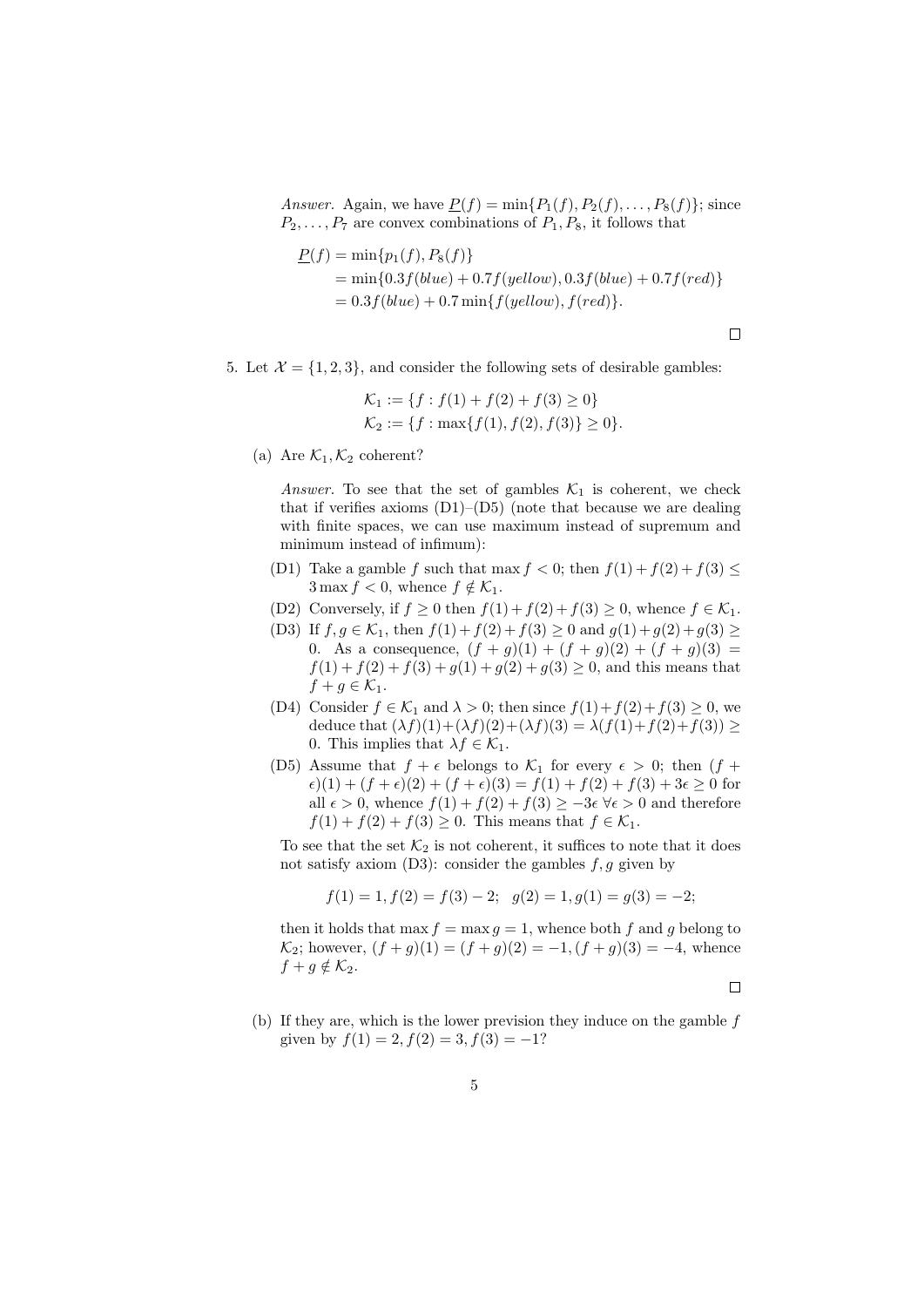*Answer.* Again, we have $\underline{P}(f) = \min\{P_1(f), P_2(f), \dots, P_8(f)\}$; since $P_2, \dots, P_7$ are convex combinations of $P_1, P_8$, it follows that

$$
\begin{aligned}
\underline{P}(f) &= \min\{p_1(f), P_8(f)\} \\
&= \min\{0.3f(blue) + 0.7f(yellow), 0.3f(blue) + 0.7f(red)\} \\
&= 0.3f(blue) + 0.7\min\{f(yellow), f(red)\}.
\end{aligned}
$$

□

5. Let $\mathcal{X} = \{1, 2, 3\}$, and consider the following sets of desirable gambles:

$$
\begin{aligned}
\mathcal{K}_1 &:= \{f : f(1) + f(2) + f(3) \geq 0\} \\
\mathcal{K}_2 &:= \{f : \max\{f(1), f(2), f(3)\} \geq 0\}.
\end{aligned}
$$

(a) Are $\mathcal{K}_1, \mathcal{K}_2$ coherent?

*Answer.* To see that the set of gambles $\mathcal{K}_1$ is coherent, we check that if verifies axioms (D1)–(D5) (note that because we are dealing with finite spaces, we can use maximum instead of supremum and minimum instead of infimum):

- (D1) Take a gamble $f$ such that $\max f < 0$; then $f(1)+f(2)+f(3) \leq 3\max f < 0$, whence $f \notin \mathcal{K}_1$.
- (D2) Conversely, if $f \geq 0$ then $f(1)+f(2)+f(3) \geq 0$, whence $f \in \mathcal{K}_1$.
- (D3) If $f, g \in \mathcal{K}_1$, then $f(1)+f(2)+f(3) \geq 0$ and $g(1)+g(2)+g(3) \geq 0$. As a consequence, $(f+g)(1) + (f+g)(2) + (f+g)(3) = f(1)+f(2)+f(3)+g(1)+g(2)+g(3) \geq 0$, and this means that $f + g \in \mathcal{K}_1$.
- (D4) Consider $f \in \mathcal{K}_1$ and $\lambda > 0$; then since $f(1)+f(2)+f(3) \geq 0$, we deduce that $(\lambda f)(1)+(\lambda f)(2)+(\lambda f)(3) = \lambda(f(1)+f(2)+f(3)) \geq 0$. This implies that $\lambda f \in \mathcal{K}_1$.
- (D5) Assume that $f + \epsilon$ belongs to $\mathcal{K}_1$ for every $\epsilon > 0$; then $(f + \epsilon)(1) + (f+\epsilon)(2) + (f+\epsilon)(3) = f(1)+f(2)+f(3)+3\epsilon \geq 0$ for all $\epsilon > 0$, whence $f(1)+f(2)+f(3) \geq -3\epsilon \; \forall \epsilon > 0$ and therefore $f(1)+f(2)+f(3) \geq 0$. This means that $f \in \mathcal{K}_1$.

To see that the set $\mathcal{K}_2$ is not coherent, it suffices to note that it does not satisfy axiom (D3): consider the gambles $f, g$ given by

$$
f(1) = 1, f(2) = f(3) - 2; \quad g(2) = 1, g(1) = g(3) = -2;
$$

then it holds that $\max f = \max g = 1$, whence both $f$ and $g$ belong to $\mathcal{K}_2$; however, $(f+g)(1) = (f+g)(2) = -1, (f+g)(3) = -4$, whence $f + g \notin \mathcal{K}_2$.

□

(b) If they are, which is the lower prevision they induce on the gamble $f$ given by $f(1) = 2, f(2) = 3, f(3) = -1$?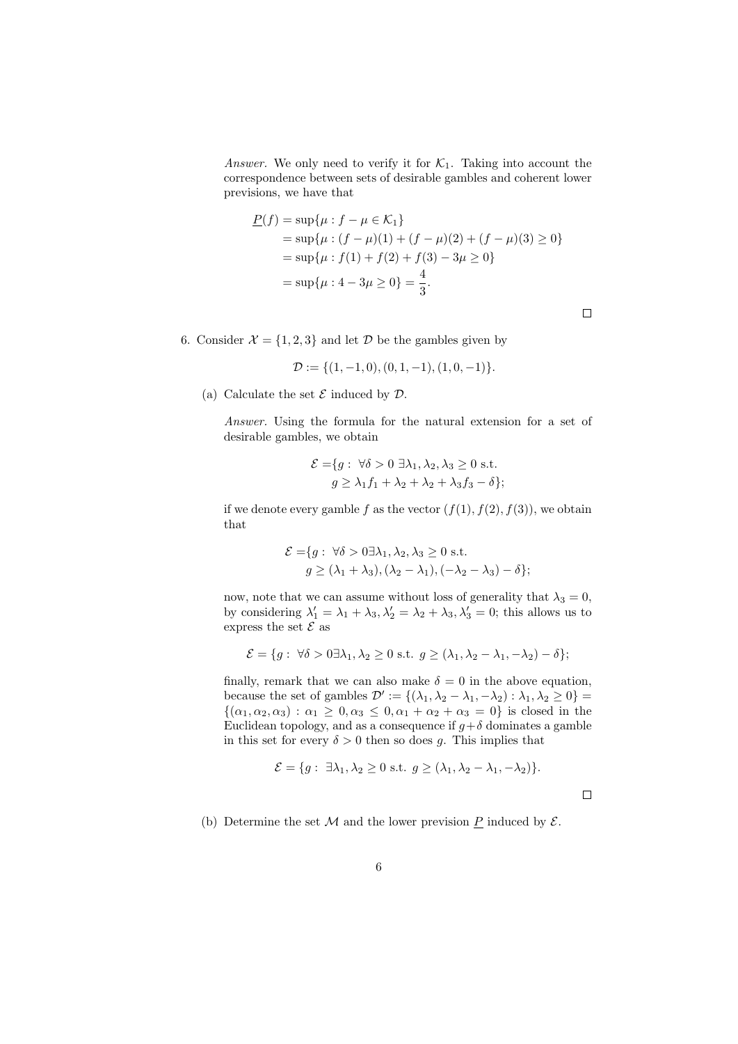*Answer.* We only need to verify it for $\mathcal{K}_1$. Taking into account the correspondence between sets of desirable gambles and coherent lower previsions, we have that

$$\begin{aligned}
\underline{P}(f) &= \sup\{\mu : f - \mu \in \mathcal{K}_1\} \\
&= \sup\{\mu : (f-\mu)(1) + (f-\mu)(2) + (f-\mu)(3) \geq 0\} \\
&= \sup\{\mu : f(1) + f(2) + f(3) - 3\mu \geq 0\} \\
&= \sup\{\mu : 4 - 3\mu \geq 0\} = \frac{4}{3}.
\end{aligned}$$

□

6. Consider $\mathcal{X} = \{1, 2, 3\}$ and let $\mathcal{D}$ be the gambles given by

$$\mathcal{D} := \{(1, -1, 0), (0, 1, -1), (1, 0, -1)\}.$$

   (a) Calculate the set $\mathcal{E}$ induced by $\mathcal{D}$.

   *Answer.* Using the formula for the natural extension for a set of desirable gambles, we obtain

$$\begin{aligned}
\mathcal{E} =& \{g : \forall \delta > 0 \ \exists \lambda_1, \lambda_2, \lambda_3 \geq 0 \text{ s.t.} \\
& g \geq \lambda_1 f_1 + \lambda_2 + \lambda_2 + \lambda_3 f_3 - \delta\};
\end{aligned}$$

   if we denote every gamble $f$ as the vector $(f(1), f(2), f(3))$, we obtain that

$$\begin{aligned}
\mathcal{E} =& \{g : \forall \delta > 0 \exists \lambda_1, \lambda_2, \lambda_3 \geq 0 \text{ s.t.} \\
& g \geq (\lambda_1 + \lambda_3), (\lambda_2 - \lambda_1), (-\lambda_2 - \lambda_3) - \delta\};
\end{aligned}$$

   now, note that we can assume without loss of generality that $\lambda_3 = 0$, by considering $\lambda_1' = \lambda_1 + \lambda_3, \lambda_2' = \lambda_2 + \lambda_3, \lambda_3' = 0$; this allows us to express the set $\mathcal{E}$ as

$$\mathcal{E} = \{g : \forall \delta > 0 \exists \lambda_1, \lambda_2 \geq 0 \text{ s.t. } g \geq (\lambda_1, \lambda_2 - \lambda_1, -\lambda_2) - \delta\};$$

   finally, remark that we can also make $\delta = 0$ in the above equation, because the set of gambles $\mathcal{D}' := \{(\lambda_1, \lambda_2 - \lambda_1, -\lambda_2) : \lambda_1, \lambda_2 \geq 0\} = \{(\alpha_1, \alpha_2, \alpha_3) : \alpha_1 \geq 0, \alpha_3 \leq 0, \alpha_1 + \alpha_2 + \alpha_3 = 0\}$ is closed in the Euclidean topology, and as a consequence if $g + \delta$ dominates a gamble in this set for every $\delta > 0$ then so does $g$. This implies that

$$\mathcal{E} = \{g : \exists \lambda_1, \lambda_2 \geq 0 \text{ s.t. } g \geq (\lambda_1, \lambda_2 - \lambda_1, -\lambda_2)\}.$$

   □

   (b) Determine the set $\mathcal{M}$ and the lower prevision $\underline{P}$ induced by $\mathcal{E}$.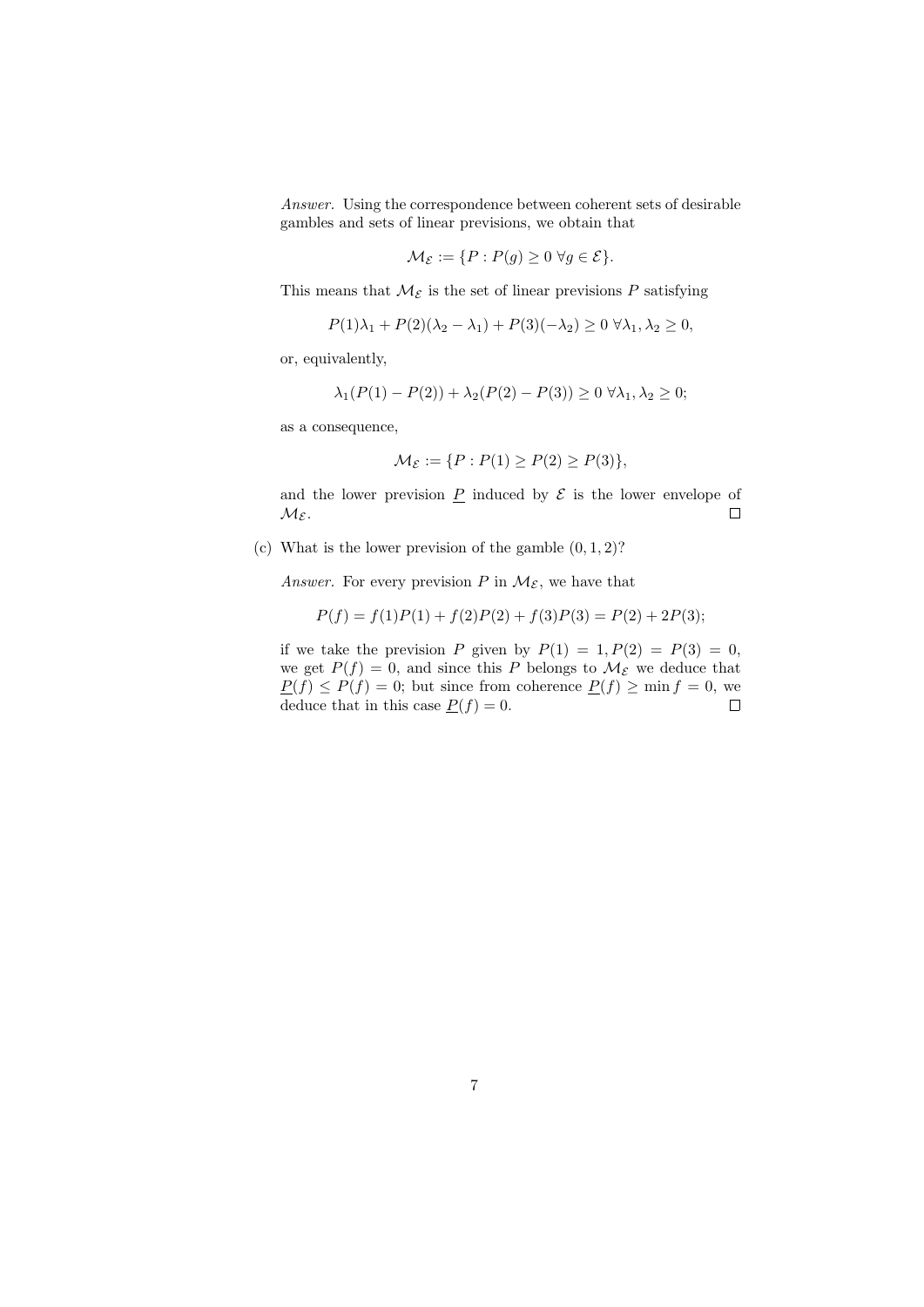*Answer.* Using the correspondence between coherent sets of desirable gambles and sets of linear previsions, we obtain that

$$\mathcal{M}_{\mathcal{E}} := \{P : P(g) \geq 0 \ \forall g \in \mathcal{E}\}.$$

This means that $\mathcal{M}_{\mathcal{E}}$ is the set of linear previsions $P$ satisfying

$$P(1)\lambda_1 + P(2)(\lambda_2 - \lambda_1) + P(3)(-\lambda_2) \geq 0 \ \forall \lambda_1, \lambda_2 \geq 0,$$

or, equivalently,

$$\lambda_1(P(1) - P(2)) + \lambda_2(P(2) - P(3)) \geq 0 \ \forall \lambda_1, \lambda_2 \geq 0;$$

as a consequence,

$$\mathcal{M}_{\mathcal{E}} := \{P : P(1) \geq P(2) \geq P(3)\},$$

and the lower prevision $\underline{P}$ induced by $\mathcal{E}$ is the lower envelope of $\mathcal{M}_{\mathcal{E}}$. □

(c) What is the lower prevision of the gamble $(0, 1, 2)$?

*Answer.* For every prevision $P$ in $\mathcal{M}_{\mathcal{E}}$, we have that

$$P(f) = f(1)P(1) + f(2)P(2) + f(3)P(3) = P(2) + 2P(3);$$

if we take the prevision $P$ given by $P(1) = 1, P(2) = P(3) = 0$, we get $P(f) = 0$, and since this $P$ belongs to $\mathcal{M}_{\mathcal{E}}$ we deduce that $\underline{P}(f) \leq P(f) = 0$; but since from coherence $\underline{P}(f) \geq \min f = 0$, we deduce that in this case $\underline{P}(f) = 0$. □